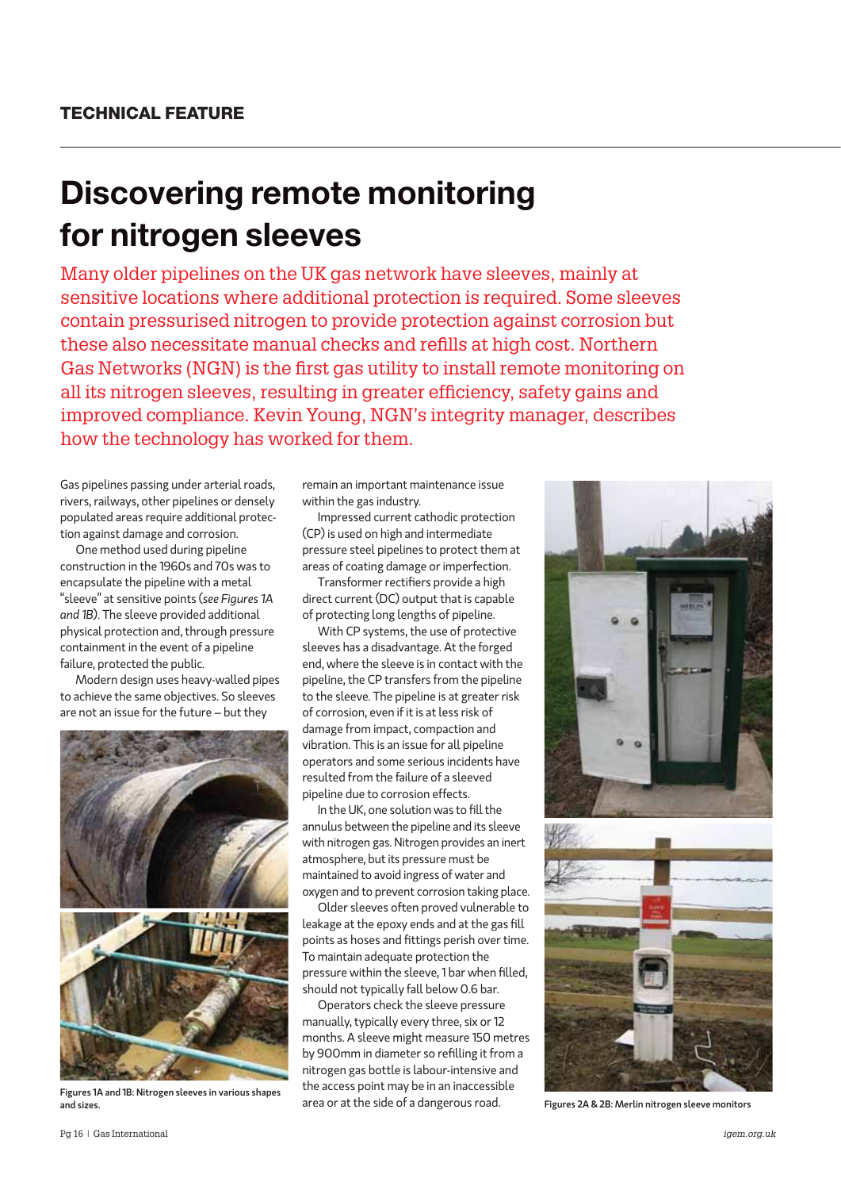TECHNICAL FEATURE

# Discovering remote monitoring for nitrogen sleeves

Many older pipelines on the UK gas network have sleeves, mainly at sensitive locations where additional protection is required. Some sleeves contain pressurised nitrogen to provide protection against corrosion but these also necessitate manual checks and refills at high cost. Northern Gas Networks (NGN) is the first gas utility to install remote monitoring on all its nitrogen sleeves, resulting in greater efficiency, safety gains and improved compliance. Kevin Young, NGN's integrity manager, describes how the technology has worked for them.

Gas pipelines passing under arterial roads, rivers, railways, other pipelines or densely populated areas require additional protection against damage and corrosion.

One method used during pipeline construction in the 1960s and 70s was to encapsulate the pipeline with a metal "sleeve" at sensitive points (*see Figures 1A and 1B*). The sleeve provided additional physical protection and, through pressure containment in the event of a pipeline failure, protected the public.

Modern design uses heavy-walled pipes to achieve the same objectives. So sleeves are not an issue for the future – but they remain an important maintenance issue within the gas industry.

Figures 1A and 1B: Nitrogen sleeves in various shapes and sizes.

Impressed current cathodic protection (CP) is used on high and intermediate pressure steel pipelines to protect them at areas of coating damage or imperfection.

Transformer rectifiers provide a high direct current (DC) output that is capable of protecting long lengths of pipeline.

With CP systems, the use of protective sleeves has a disadvantage. At the forged end, where the sleeve is in contact with the pipeline, the CP transfers from the pipeline to the sleeve. The pipeline is at greater risk of corrosion, even if it is at less risk of damage from impact, compaction and vibration. This is an issue for all pipeline operators and some serious incidents have resulted from the failure of a sleeved pipeline due to corrosion effects.

In the UK, one solution was to fill the annulus between the pipeline and its sleeve with nitrogen gas. Nitrogen provides an inert atmosphere, but its pressure must be maintained to avoid ingress of water and oxygen and to prevent corrosion taking place.

Older sleeves often proved vulnerable to leakage at the epoxy ends and at the gas fill points as hoses and fittings perish over time. To maintain adequate protection the pressure within the sleeve, 1 bar when filled, should not typically fall below 0.6 bar.

Operators check the sleeve pressure manually, typically every three, six or 12 months. A sleeve might measure 150 metres by 900mm in diameter so refilling it from a nitrogen gas bottle is labour-intensive and the access point may be in an inaccessible area or at the side of a dangerous road.

Figures 2A & 2B: Merlin nitrogen sleeve monitors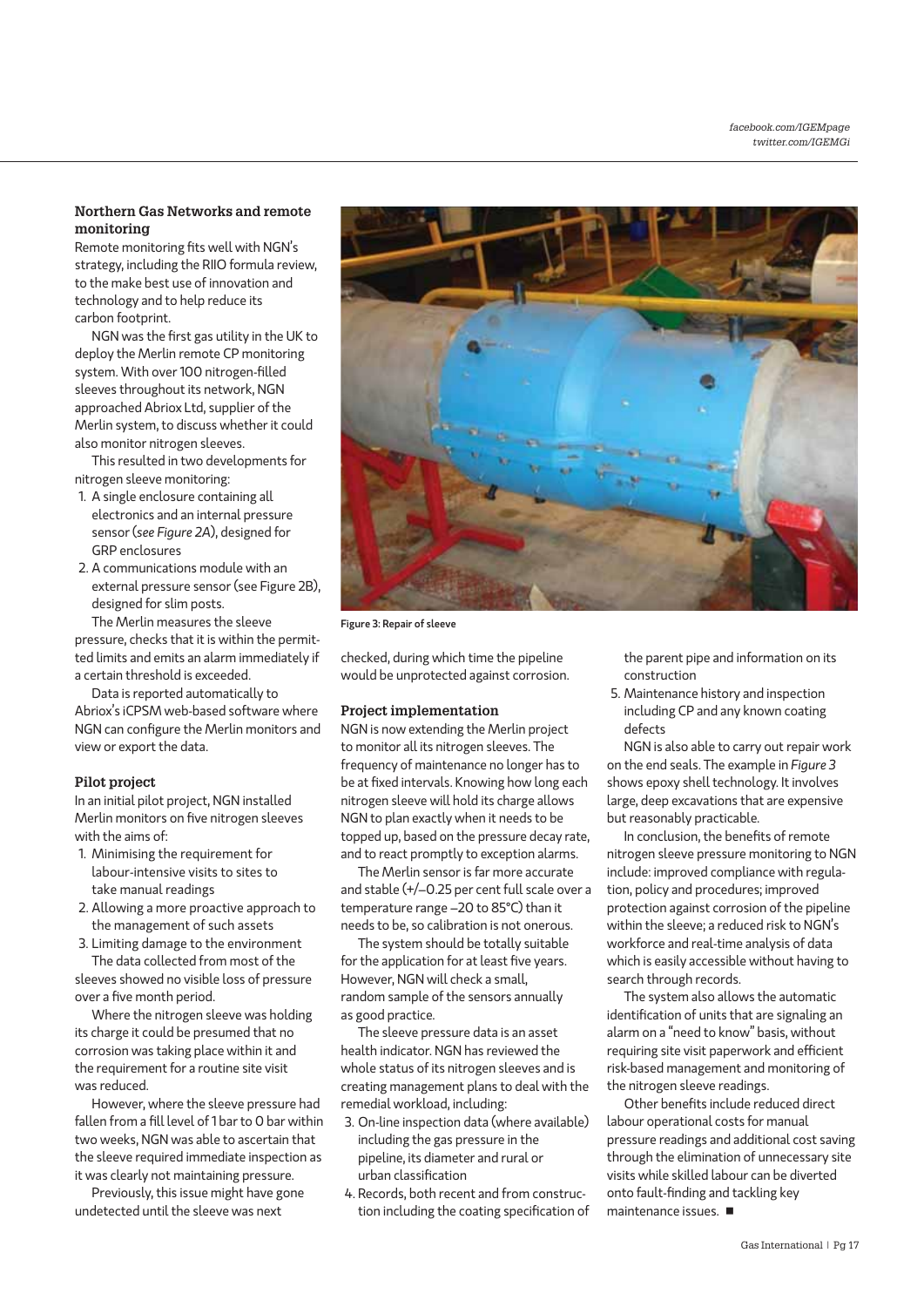### Northern Gas Networks and remote monitoring

Remote monitoring fits well with NGN's strategy, including the RIIO formula review, to the make best use of innovation and technology and to help reduce its carbon footprint.

NGN was the first gas utility in the UK to deploy the Merlin remote CP monitoring system. With over 100 nitrogen-filled sleeves throughout its network, NGN approached Abriox Ltd, supplier of the Merlin system, to discuss whether it could also monitor nitrogen sleeves.

This resulted in two developments for nitrogen sleeve monitoring:

1. A single enclosure containing all electronics and an internal pressure sensor (*see Figure 2A*), designed for GRP enclosures
2. A communications module with an external pressure sensor (see Figure 2B), designed for slim posts.

The Merlin measures the sleeve pressure, checks that it is within the permitted limits and emits an alarm immediately if a certain threshold is exceeded.

Data is reported automatically to Abriox's iCPSM web-based software where NGN can configure the Merlin monitors and view or export the data.

### Pilot project

In an initial pilot project, NGN installed Merlin monitors on five nitrogen sleeves with the aims of:

1. Minimising the requirement for labour-intensive visits to sites to take manual readings
2. Allowing a more proactive approach to the management of such assets
3. Limiting damage to the environment

The data collected from most of the sleeves showed no visible loss of pressure over a five month period.

Where the nitrogen sleeve was holding its charge it could be presumed that no corrosion was taking place within it and the requirement for a routine site visit was reduced.

However, where the sleeve pressure had fallen from a fill level of 1 bar to 0 bar within two weeks, NGN was able to ascertain that the sleeve required immediate inspection as it was clearly not maintaining pressure.

Previously, this issue might have gone undetected until the sleeve was next checked, during which time the pipeline would be unprotected against corrosion.

Figure 3: Repair of sleeve

### Project implementation

NGN is now extending the Merlin project to monitor all its nitrogen sleeves. The frequency of maintenance no longer has to be at fixed intervals. Knowing how long each nitrogen sleeve will hold its charge allows NGN to plan exactly when it needs to be topped up, based on the pressure decay rate, and to react promptly to exception alarms.

The Merlin sensor is far more accurate and stable (+/–0.25 per cent full scale over a temperature range –20 to 85°C) than it needs to be, so calibration is not onerous.

The system should be totally suitable for the application for at least five years. However, NGN will check a small, random sample of the sensors annually as good practice.

The sleeve pressure data is an asset health indicator. NGN has reviewed the whole status of its nitrogen sleeves and is creating management plans to deal with the remedial workload, including:

3. On-line inspection data (where available) including the gas pressure in the pipeline, its diameter and rural or urban classification
4. Records, both recent and from construction including the coating specification of the parent pipe and information on its construction
5. Maintenance history and inspection including CP and any known coating defects

NGN is also able to carry out repair work on the end seals. The example in *Figure 3* shows epoxy shell technology. It involves large, deep excavations that are expensive but reasonably practicable.

In conclusion, the benefits of remote nitrogen sleeve pressure monitoring to NGN include: improved compliance with regulation, policy and procedures; improved protection against corrosion of the pipeline within the sleeve; a reduced risk to NGN's workforce and real-time analysis of data which is easily accessible without having to search through records.

The system also allows the automatic identification of units that are signaling an alarm on a "need to know" basis, without requiring site visit paperwork and efficient risk-based management and monitoring of the nitrogen sleeve readings.

Other benefits include reduced direct labour operational costs for manual pressure readings and additional cost saving through the elimination of unnecessary site visits while skilled labour can be diverted onto fault-finding and tackling key maintenance issues. ■